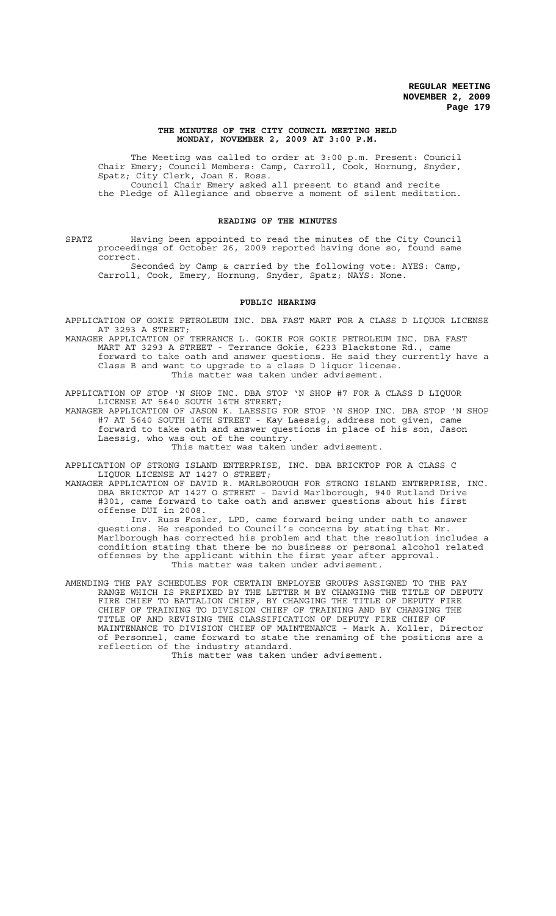**THE MINUTES OF THE CITY COUNCIL MEETING HELD**
**MONDAY, NOVEMBER 2, 2009 AT 3:00 P.M.**

The Meeting was called to order at 3:00 p.m. Present: Council Chair Emery; Council Members: Camp, Carroll, Cook, Hornung, Snyder, Spatz; City Clerk, Joan E. Ross.

Council Chair Emery asked all present to stand and recite the Pledge of Allegiance and observe a moment of silent meditation.

## READING OF THE MINUTES

SPATZ Having been appointed to read the minutes of the City Council proceedings of October 26, 2009 reported having done so, found same correct.

Seconded by Camp & carried by the following vote: AYES: Camp, Carroll, Cook, Emery, Hornung, Snyder, Spatz; NAYS: None.

## PUBLIC HEARING

APPLICATION OF GOKIE PETROLEUM INC. DBA FAST MART FOR A CLASS D LIQUOR LICENSE AT 3293 A STREET;

MANAGER APPLICATION OF TERRANCE L. GOKIE FOR GOKIE PETROLEUM INC. DBA FAST MART AT 3293 A STREET - Terrance Gokie, 6233 Blackstone Rd., came forward to take oath and answer questions. He said they currently have a Class B and want to upgrade to a class D liquor license.

This matter was taken under advisement.

APPLICATION OF STOP 'N SHOP INC. DBA STOP 'N SHOP #7 FOR A CLASS D LIQUOR LICENSE AT 5640 SOUTH 16TH STREET;

MANAGER APPLICATION OF JASON K. LAESSIG FOR STOP 'N SHOP INC. DBA STOP 'N SHOP #7 AT 5640 SOUTH 16TH STREET - Kay Laessig, address not given, came forward to take oath and answer questions in place of his son, Jason Laessig, who was out of the country.

This matter was taken under advisement.

APPLICATION OF STRONG ISLAND ENTERPRISE, INC. DBA BRICKTOP FOR A CLASS C LIQUOR LICENSE AT 1427 O STREET;

MANAGER APPLICATION OF DAVID R. MARLBOROUGH FOR STRONG ISLAND ENTERPRISE, INC. DBA BRICKTOP AT 1427 O STREET - David Marlborough, 940 Rutland Drive #301, came forward to take oath and answer questions about his first offense DUI in 2008.

Inv. Russ Fosler, LPD, came forward being under oath to answer questions. He responded to Council's concerns by stating that Mr. Marlborough has corrected his problem and that the resolution includes a condition stating that there be no business or personal alcohol related offenses by the applicant within the first year after approval.

This matter was taken under advisement.

AMENDING THE PAY SCHEDULES FOR CERTAIN EMPLOYEE GROUPS ASSIGNED TO THE PAY RANGE WHICH IS PREFIXED BY THE LETTER M BY CHANGING THE TITLE OF DEPUTY FIRE CHIEF TO BATTALION CHIEF, BY CHANGING THE TITLE OF DEPUTY FIRE CHIEF OF TRAINING TO DIVISION CHIEF OF TRAINING AND BY CHANGING THE TITLE OF AND REVISING THE CLASSIFICATION OF DEPUTY FIRE CHIEF OF MAINTENANCE TO DIVISION CHIEF OF MAINTENANCE - Mark A. Koller, Director of Personnel, came forward to state the renaming of the positions are a reflection of the industry standard.

This matter was taken under advisement.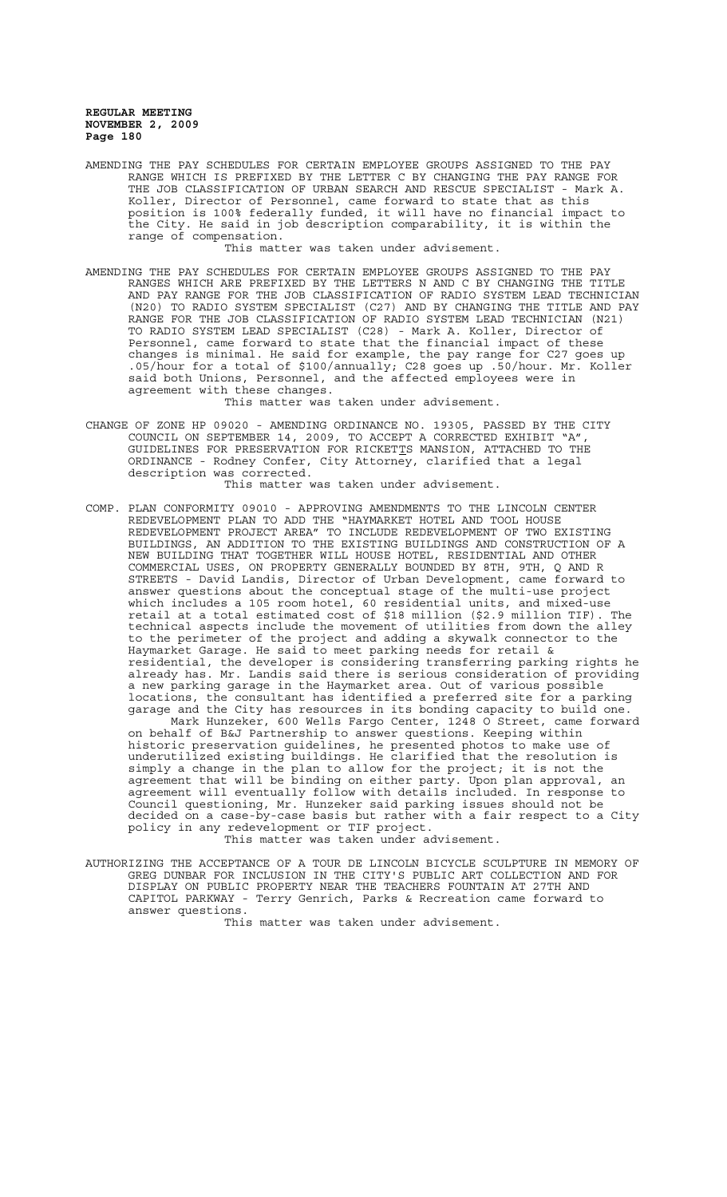AMENDING THE PAY SCHEDULES FOR CERTAIN EMPLOYEE GROUPS ASSIGNED TO THE PAY RANGE WHICH IS PREFIXED BY THE LETTER C BY CHANGING THE PAY RANGE FOR THE JOB CLASSIFICATION OF URBAN SEARCH AND RESCUE SPECIALIST - Mark A. Koller, Director of Personnel, came forward to state that as this position is 100% federally funded, it will have no financial impact to the City. He said in job description comparability, it is within the range of compensation.

This matter was taken under advisement.

AMENDING THE PAY SCHEDULES FOR CERTAIN EMPLOYEE GROUPS ASSIGNED TO THE PAY RANGES WHICH ARE PREFIXED BY THE LETTERS N AND C BY CHANGING THE TITLE AND PAY RANGE FOR THE JOB CLASSIFICATION OF RADIO SYSTEM LEAD TECHNICIAN (N20) TO RADIO SYSTEM SPECIALIST (C27) AND BY CHANGING THE TITLE AND PAY RANGE FOR THE JOB CLASSIFICATION OF RADIO SYSTEM LEAD TECHNICIAN (N21) TO RADIO SYSTEM LEAD SPECIALIST (C28) - Mark A. Koller, Director of Personnel, came forward to state that the financial impact of these changes is minimal. He said for example, the pay range for C27 goes up .05/hour for a total of $100/annually; C28 goes up .50/hour. Mr. Koller said both Unions, Personnel, and the affected employees were in agreement with these changes.

This matter was taken under advisement.

CHANGE OF ZONE HP 09020 - AMENDING ORDINANCE NO. 19305, PASSED BY THE CITY COUNCIL ON SEPTEMBER 14, 2009, TO ACCEPT A CORRECTED EXHIBIT "A", GUIDELINES FOR PRESERVATION FOR RICKETTS MANSION, ATTACHED TO THE ORDINANCE - Rodney Confer, City Attorney, clarified that a legal description was corrected.

This matter was taken under advisement.

COMP. PLAN CONFORMITY 09010 - APPROVING AMENDMENTS TO THE LINCOLN CENTER REDEVELOPMENT PLAN TO ADD THE "HAYMARKET HOTEL AND TOOL HOUSE REDEVELOPMENT PROJECT AREA" TO INCLUDE REDEVELOPMENT OF TWO EXISTING BUILDINGS, AN ADDITION TO THE EXISTING BUILDINGS AND CONSTRUCTION OF A NEW BUILDING THAT TOGETHER WILL HOUSE HOTEL, RESIDENTIAL AND OTHER COMMERCIAL USES, ON PROPERTY GENERALLY BOUNDED BY 8TH, 9TH, Q AND R STREETS - David Landis, Director of Urban Development, came forward to answer questions about the conceptual stage of the multi-use project which includes a 105 room hotel, 60 residential units, and mixed-use retail at a total estimated cost of $18 million ($2.9 million TIF). The technical aspects include the movement of utilities from down the alley to the perimeter of the project and adding a skywalk connector to the Haymarket Garage. He said to meet parking needs for retail & residential, the developer is considering transferring parking rights he already has. Mr. Landis said there is serious consideration of providing a new parking garage in the Haymarket area. Out of various possible locations, the consultant has identified a preferred site for a parking garage and the City has resources in its bonding capacity to build one.

Mark Hunzeker, 600 Wells Fargo Center, 1248 O Street, came forward on behalf of B&J Partnership to answer questions. Keeping within historic preservation guidelines, he presented photos to make use of underutilized existing buildings. He clarified that the resolution is simply a change in the plan to allow for the project; it is not the agreement that will be binding on either party. Upon plan approval, an agreement will eventually follow with details included. In response to Council questioning, Mr. Hunzeker said parking issues should not be decided on a case-by-case basis but rather with a fair respect to a City policy in any redevelopment or TIF project.

This matter was taken under advisement.

AUTHORIZING THE ACCEPTANCE OF A TOUR DE LINCOLN BICYCLE SCULPTURE IN MEMORY OF GREG DUNBAR FOR INCLUSION IN THE CITY'S PUBLIC ART COLLECTION AND FOR DISPLAY ON PUBLIC PROPERTY NEAR THE TEACHERS FOUNTAIN AT 27TH AND CAPITOL PARKWAY - Terry Genrich, Parks & Recreation came forward to answer questions.

This matter was taken under advisement.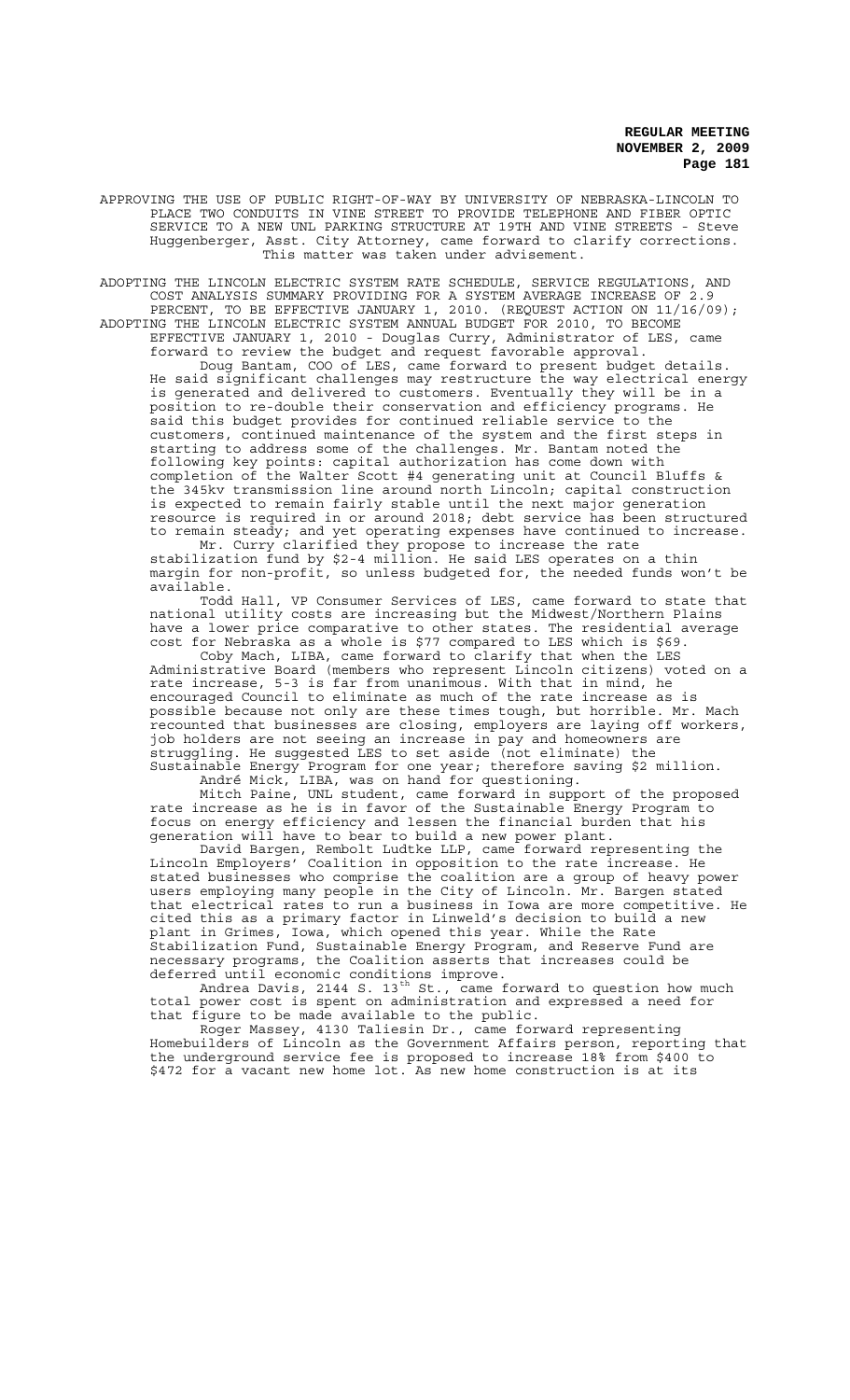APPROVING THE USE OF PUBLIC RIGHT-OF-WAY BY UNIVERSITY OF NEBRASKA-LINCOLN TO PLACE TWO CONDUITS IN VINE STREET TO PROVIDE TELEPHONE AND FIBER OPTIC SERVICE TO A NEW UNL PARKING STRUCTURE AT 19TH AND VINE STREETS - Steve Huggenberger, Asst. City Attorney, came forward to clarify corrections. This matter was taken under advisement.

ADOPTING THE LINCOLN ELECTRIC SYSTEM RATE SCHEDULE, SERVICE REGULATIONS, AND COST ANALYSIS SUMMARY PROVIDING FOR A SYSTEM AVERAGE INCREASE OF 2.9 PERCENT, TO BE EFFECTIVE JANUARY 1, 2010. (REQUEST ACTION ON 11/16/09);

ADOPTING THE LINCOLN ELECTRIC SYSTEM ANNUAL BUDGET FOR 2010, TO BECOME EFFECTIVE JANUARY 1, 2010 - Douglas Curry, Administrator of LES, came forward to review the budget and request favorable approval.

Doug Bantam, COO of LES, came forward to present budget details. He said significant challenges may restructure the way electrical energy is generated and delivered to customers. Eventually they will be in a position to re-double their conservation and efficiency programs. He said this budget provides for continued reliable service to the customers, continued maintenance of the system and the first steps in starting to address some of the challenges. Mr. Bantam noted the following key points: capital authorization has come down with completion of the Walter Scott #4 generating unit at Council Bluffs & the 345kv transmission line around north Lincoln; capital construction is expected to remain fairly stable until the next major generation resource is required in or around 2018; debt service has been structured to remain steady; and yet operating expenses have continued to increase.

Mr. Curry clarified they propose to increase the rate stabilization fund by $2-4 million. He said LES operates on a thin margin for non-profit, so unless budgeted for, the needed funds won't be available.

Todd Hall, VP Consumer Services of LES, came forward to state that national utility costs are increasing but the Midwest/Northern Plains have a lower price comparative to other states. The residential average cost for Nebraska as a whole is $77 compared to LES which is $69.

Coby Mach, LIBA, came forward to clarify that when the LES Administrative Board (members who represent Lincoln citizens) voted on a rate increase, 5-3 is far from unanimous. With that in mind, he encouraged Council to eliminate as much of the rate increase as is possible because not only are these times tough, but horrible. Mr. Mach recounted that businesses are closing, employers are laying off workers, job holders are not seeing an increase in pay and homeowners are struggling. He suggested LES to set aside (not eliminate) the Sustainable Energy Program for one year; therefore saving $2 million.

André Mick, LIBA, was on hand for questioning.

Mitch Paine, UNL student, came forward in support of the proposed rate increase as he is in favor of the Sustainable Energy Program to focus on energy efficiency and lessen the financial burden that his generation will have to bear to build a new power plant.

David Bargen, Rembolt Ludtke LLP, came forward representing the Lincoln Employers' Coalition in opposition to the rate increase. He stated businesses who comprise the coalition are a group of heavy power users employing many people in the City of Lincoln. Mr. Bargen stated that electrical rates to run a business in Iowa are more competitive. He cited this as a primary factor in Linweld's decision to build a new plant in Grimes, Iowa, which opened this year. While the Rate Stabilization Fund, Sustainable Energy Program, and Reserve Fund are necessary programs, the Coalition asserts that increases could be deferred until economic conditions improve.

Andrea Davis, 2144 S. 13th St., came forward to question how much total power cost is spent on administration and expressed a need for that figure to be made available to the public.

Roger Massey, 4130 Taliesin Dr., came forward representing Homebuilders of Lincoln as the Government Affairs person, reporting that the underground service fee is proposed to increase 18% from $400 to $472 for a vacant new home lot. As new home construction is at its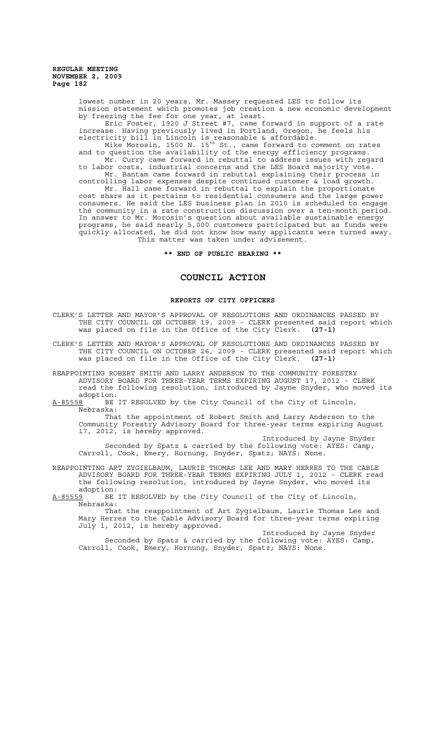lowest number in 20 years, Mr. Massey requested LES to follow its mission statement which promotes job creation & new economic development by freezing the fee for one year, at least.

Eric Foster, 1920 J Street #7, came forward in support of a rate increase. Having previously lived in Portland, Oregon, he feels his electricity bill in Lincoln is reasonable & affordable.

Mike Morosin, 1500 N. 15th St., came forward to comment on rates and to question the availability of the energy efficiency programs.

Mr. Curry came forward in rebuttal to address issues with regard to labor costs, industrial concerns and the LES Board majority vote.

Mr. Bantam came forward in rebuttal explaining their process in controlling labor expenses despite continued customer & load growth.

Mr. Hall came forward in rebuttal to explain the proportionate cost share as it pertains to residential consumers and the large power consumers. He said the LES business plan in 2010 is scheduled to engage the community in a rate construction discussion over a ten-month period. In answer to Mr. Morosin's question about available sustainable energy programs, he said nearly 5,000 customers participated but as funds were quickly allocated, he did not know how many applicants were turned away.

This matter was taken under advisement.

**\*\* END OF PUBLIC HEARING \*\***

# COUNCIL ACTION

## REPORTS OF CITY OFFICERS

CLERK'S LETTER AND MAYOR'S APPROVAL OF RESOLUTIONS AND ORDINANCES PASSED BY THE CITY COUNCIL ON OCTOBER 19, 2009 - CLERK presented said report which was placed on file in the Office of the City Clerk. **(27-1)**

CLERK'S LETTER AND MAYOR'S APPROVAL OF RESOLUTIONS AND ORDINANCES PASSED BY THE CITY COUNCIL ON OCTOBER 26, 2009 - CLERK presented said report which was placed on file in the Office of the City Clerk. **(27-1)**

REAPPOINTING ROBERT SMITH AND LARRY ANDERSON TO THE COMMUNITY FORESTRY ADVISORY BOARD FOR THREE-YEAR TERMS EXPIRING AUGUST 17, 2012 - CLERK read the following resolution, introduced by Jayne Snyder, who moved its adoption:

A-85558 BE IT RESOLVED by the City Council of the City of Lincoln, Nebraska:

That the appointment of Robert Smith and Larry Anderson to the Community Forestry Advisory Board for three-year terms expiring August 17, 2012, is hereby approved.

Introduced by Jayne Snyder

Seconded by Spatz & carried by the following vote: AYES: Camp, Carroll, Cook, Emery, Hornung, Snyder, Spatz; NAYS: None.

REAPPOINTING ART ZYGIELBAUM, LAURIE THOMAS LEE AND MARY HERRES TO THE CABLE ADVISORY BOARD FOR THREE-YEAR TERMS EXPIRING JULY 1, 2012 - CLERK read the following resolution, introduced by Jayne Snyder, who moved its adoption:

A-85559 BE IT RESOLVED by the City Council of the City of Lincoln, Nebraska:

That the reappointment of Art Zygielbaum, Laurie Thomas Lee and Mary Herres to the Cable Advisory Board for three-year terms expiring July 1, 2012, is hereby approved.

Introduced by Jayne Snyder

Seconded by Spatz & carried by the following vote: AYES: Camp, Carroll, Cook, Emery, Hornung, Snyder, Spatz; NAYS: None.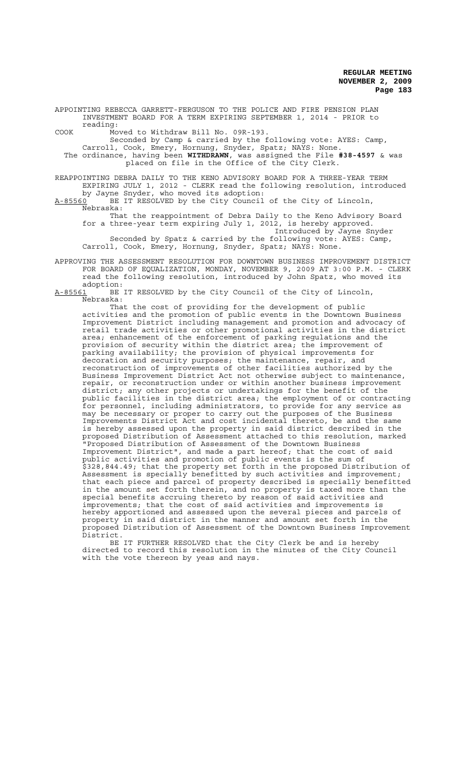APPOINTING REBECCA GARRETT-FERGUSON TO THE POLICE AND FIRE PENSION PLAN INVESTMENT BOARD FOR A TERM EXPIRING SEPTEMBER 1, 2014 - PRIOR to reading:

COOK Moved to Withdraw Bill No. 09R-193.

Seconded by Camp & carried by the following vote: AYES: Camp, Carroll, Cook, Emery, Hornung, Snyder, Spatz; NAYS: None.

The ordinance, having been **WITHDRAWN**, was assigned the File **#38-4597** & was placed on file in the Office of the City Clerk.

REAPPOINTING DEBRA DAILY TO THE KENO ADVISORY BOARD FOR A THREE-YEAR TERM EXPIRING JULY 1, 2012 - CLERK read the following resolution, introduced by Jayne Snyder, who moved its adoption:

A-85560 BE IT RESOLVED by the City Council of the City of Lincoln, Nebraska:

That the reappointment of Debra Daily to the Keno Advisory Board for a three-year term expiring July 1, 2012, is hereby approved.

Introduced by Jayne Snyder

Seconded by Spatz & carried by the following vote: AYES: Camp, Carroll, Cook, Emery, Hornung, Snyder, Spatz; NAYS: None.

APPROVING THE ASSESSMENT RESOLUTION FOR DOWNTOWN BUSINESS IMPROVEMENT DISTRICT FOR BOARD OF EQUALIZATION, MONDAY, NOVEMBER 9, 2009 AT 3:00 P.M. - CLERK read the following resolution, introduced by John Spatz, who moved its adoption:

A-85561 BE IT RESOLVED by the City Council of the City of Lincoln, Nebraska:

That the cost of providing for the development of public activities and the promotion of public events in the Downtown Business Improvement District including management and promotion and advocacy of retail trade activities or other promotional activities in the district area; enhancement of the enforcement of parking regulations and the provision of security within the district area; the improvement of parking availability; the provision of physical improvements for decoration and security purposes; the maintenance, repair, and reconstruction of improvements of other facilities authorized by the Business Improvement District Act not otherwise subject to maintenance, repair, or reconstruction under or within another business improvement district; any other projects or undertakings for the benefit of the public facilities in the district area; the employment of or contracting for personnel, including administrators, to provide for any service as may be necessary or proper to carry out the purposes of the Business Improvements District Act and cost incidental thereto, be and the same is hereby assessed upon the property in said district described in the proposed Distribution of Assessment attached to this resolution, marked "Proposed Distribution of Assessment of the Downtown Business Improvement District", and made a part hereof; that the cost of said public activities and promotion of public events is the sum of $328,844.49; that the property set forth in the proposed Distribution of Assessment is specially benefitted by such activities and improvement; that each piece and parcel of property described is specially benefitted in the amount set forth therein, and no property is taxed more than the special benefits accruing thereto by reason of said activities and improvements; that the cost of said activities and improvements is hereby apportioned and assessed upon the several pieces and parcels of property in said district in the manner and amount set forth in the proposed Distribution of Assessment of the Downtown Business Improvement District.

BE IT FURTHER RESOLVED that the City Clerk be and is hereby directed to record this resolution in the minutes of the City Council with the vote thereon by yeas and nays.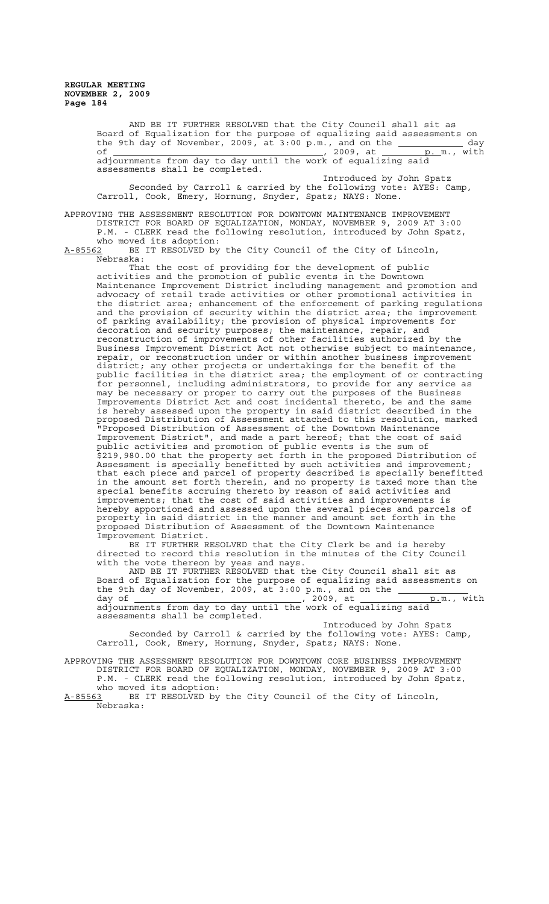AND BE IT FURTHER RESOLVED that the City Council shall sit as Board of Equalization for the purpose of equalizing said assessments on the 9th day of November, 2009, at 3:00 p.m., and on the ____________ day of ________________________________, 2009, at ________p. m., with adjournments from day to day until the work of equalizing said assessments shall be completed.

Introduced by John Spatz

Seconded by Carroll & carried by the following vote: AYES: Camp, Carroll, Cook, Emery, Hornung, Snyder, Spatz; NAYS: None.

APPROVING THE ASSESSMENT RESOLUTION FOR DOWNTOWN MAINTENANCE IMPROVEMENT DISTRICT FOR BOARD OF EQUALIZATION, MONDAY, NOVEMBER 9, 2009 AT 3:00 P.M. - CLERK read the following resolution, introduced by John Spatz, who moved its adoption:

A-85562 BE IT RESOLVED by the City Council of the City of Lincoln, Nebraska:

That the cost of providing for the development of public activities and the promotion of public events in the Downtown Maintenance Improvement District including management and promotion and advocacy of retail trade activities or other promotional activities in the district area; enhancement of the enforcement of parking regulations and the provision of security within the district area; the improvement of parking availability; the provision of physical improvements for decoration and security purposes; the maintenance, repair, and reconstruction of improvements of other facilities authorized by the Business Improvement District Act not otherwise subject to maintenance, repair, or reconstruction under or within another business improvement district; any other projects or undertakings for the benefit of the public facilities in the district area; the employment of or contracting for personnel, including administrators, to provide for any service as may be necessary or proper to carry out the purposes of the Business Improvements District Act and cost incidental thereto, be and the same is hereby assessed upon the property in said district described in the proposed Distribution of Assessment attached to this resolution, marked "Proposed Distribution of Assessment of the Downtown Maintenance Improvement District", and made a part hereof; that the cost of said public activities and promotion of public events is the sum of $219,980.00 that the property set forth in the proposed Distribution of Assessment is specially benefitted by such activities and improvement; that each piece and parcel of property described is specially benefitted in the amount set forth therein, and no property is taxed more than the special benefits accruing thereto by reason of said activities and improvements; that the cost of said activities and improvements is hereby apportioned and assessed upon the several pieces and parcels of property in said district in the manner and amount set forth in the proposed Distribution of Assessment of the Downtown Maintenance Improvement District.

BE IT FURTHER RESOLVED that the City Clerk be and is hereby directed to record this resolution in the minutes of the City Council with the vote thereon by yeas and nays.

AND BE IT FURTHER RESOLVED that the City Council shall sit as Board of Equalization for the purpose of equalizing said assessments on the 9th day of November, 2009, at 3:00 p.m., and on the ____________ day of ________________________________, 2009, at ____________p.m., with adjournments from day to day until the work of equalizing said assessments shall be completed.

Introduced by John Spatz

Seconded by Carroll & carried by the following vote: AYES: Camp, Carroll, Cook, Emery, Hornung, Snyder, Spatz; NAYS: None.

APPROVING THE ASSESSMENT RESOLUTION FOR DOWNTOWN CORE BUSINESS IMPROVEMENT DISTRICT FOR BOARD OF EQUALIZATION, MONDAY, NOVEMBER 9, 2009 AT 3:00 P.M. - CLERK read the following resolution, introduced by John Spatz, who moved its adoption:

A-85563 BE IT RESOLVED by the City Council of the City of Lincoln, Nebraska: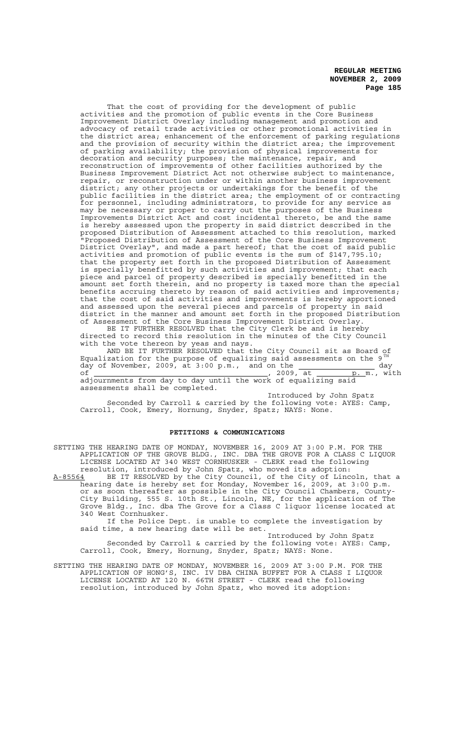That the cost of providing for the development of public activities and the promotion of public events in the Core Business Improvement District Overlay including management and promotion and advocacy of retail trade activities or other promotional activities in the district area; enhancement of the enforcement of parking regulations and the provision of security within the district area; the improvement of parking availability; the provision of physical improvements for decoration and security purposes; the maintenance, repair, and reconstruction of improvements of other facilities authorized by the Business Improvement District Act not otherwise subject to maintenance, repair, or reconstruction under or within another business improvement district; any other projects or undertakings for the benefit of the public facilities in the district area; the employment of or contracting for personnel, including administrators, to provide for any service as may be necessary or proper to carry out the purposes of the Business Improvements District Act and cost incidental thereto, be and the same is hereby assessed upon the property in said district described in the proposed Distribution of Assessment attached to this resolution, marked "Proposed Distribution of Assessment of the Core Business Improvement District Overlay", and made a part hereof; that the cost of said public activities and promotion of public events is the sum of $147,795.10; that the property set forth in the proposed Distribution of Assessment is specially benefitted by such activities and improvement; that each piece and parcel of property described is specially benefitted in the amount set forth therein, and no property is taxed more than the special benefits accruing thereto by reason of said activities and improvements; that the cost of said activities and improvements is hereby apportioned and assessed upon the several pieces and parcels of property in said district in the manner and amount set forth in the proposed Distribution of Assessment of the Core Business Improvement District Overlay.

BE IT FURTHER RESOLVED that the City Clerk be and is hereby directed to record this resolution in the minutes of the City Council with the vote thereon by yeas and nays.

AND BE IT FURTHER RESOLVED that the City Council sit as Board of Equalization for the purpose of equalizing said assessments on the 9[TH] day of November, 2009, at 3:00 p.m., and on the ________________ day of ______________________________________, 2009, at ________ p. m., with adjournments from day to day until the work of equalizing said assessments shall be completed.

Introduced by John Spatz

Seconded by Carroll & carried by the following vote: AYES: Camp, Carroll, Cook, Emery, Hornung, Snyder, Spatz; NAYS: None.

## PETITIONS & COMMUNICATIONS

SETTING THE HEARING DATE OF MONDAY, NOVEMBER 16, 2009 AT 3:00 P.M. FOR THE APPLICATION OF THE GROVE BLDG., INC. DBA THE GROVE FOR A CLASS C LIQUOR LICENSE LOCATED AT 340 WEST CORNHUSKER - CLERK read the following resolution, introduced by John Spatz, who moved its adoption:

A-85564 BE IT RESOLVED by the City Council, of the City of Lincoln, that a hearing date is hereby set for Monday, November 16, 2009, at 3:00 p.m. or as soon thereafter as possible in the City Council Chambers, County-City Building, 555 S. 10th St., Lincoln, NE, for the application of The Grove Bldg., Inc. dba The Grove for a Class C liquor license located at 340 West Cornhusker.

If the Police Dept. is unable to complete the investigation by said time, a new hearing date will be set.

Introduced by John Spatz

Seconded by Carroll & carried by the following vote: AYES: Camp, Carroll, Cook, Emery, Hornung, Snyder, Spatz; NAYS: None.

SETTING THE HEARING DATE OF MONDAY, NOVEMBER 16, 2009 AT 3:00 P.M. FOR THE APPLICATION OF HONG'S, INC. IV DBA CHINA BUFFET FOR A CLASS I LIQUOR LICENSE LOCATED AT 120 N. 66TH STREET - CLERK read the following resolution, introduced by John Spatz, who moved its adoption: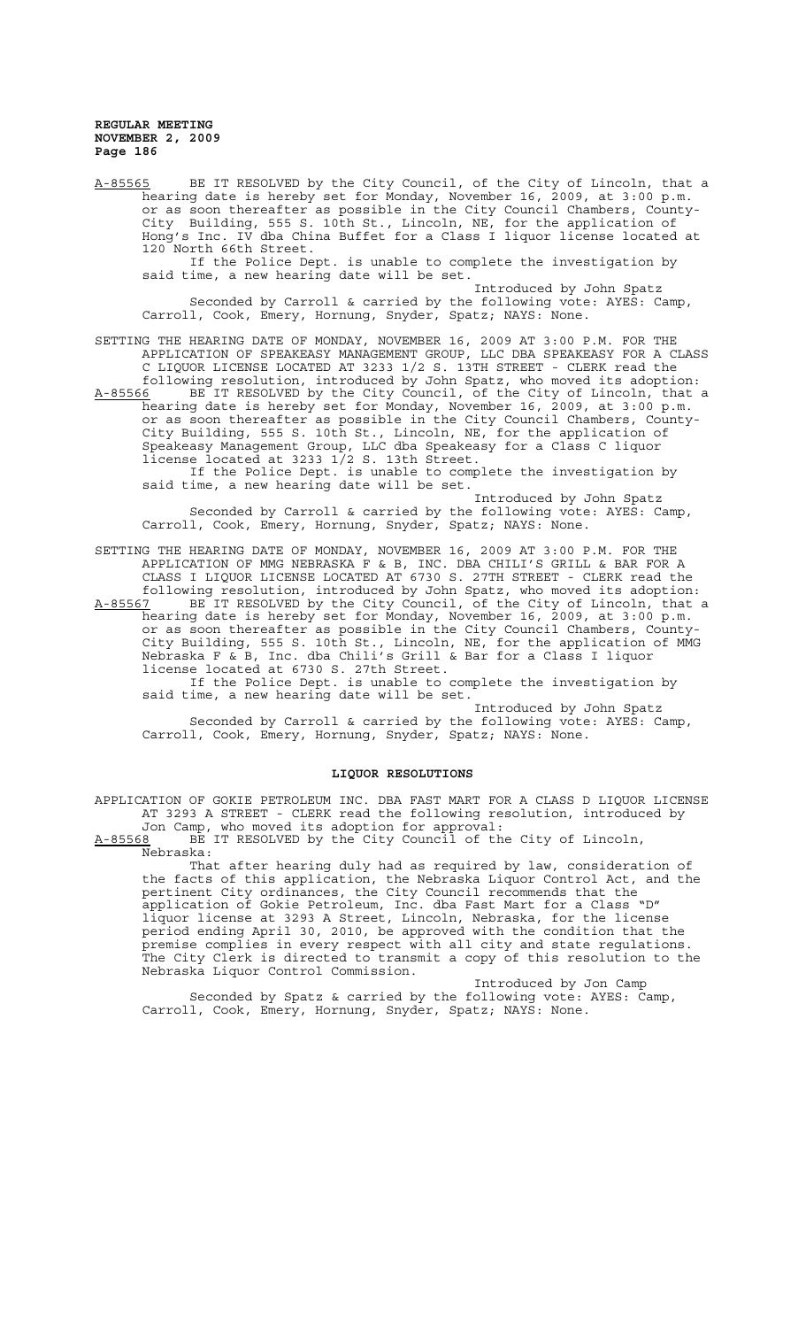A-85565 BE IT RESOLVED by the City Council, of the City of Lincoln, that a hearing date is hereby set for Monday, November 16, 2009, at 3:00 p.m. or as soon thereafter as possible in the City Council Chambers, County-City Building, 555 S. 10th St., Lincoln, NE, for the application of Hong's Inc. IV dba China Buffet for a Class I liquor license located at 120 North 66th Street.

If the Police Dept. is unable to complete the investigation by said time, a new hearing date will be set.

Introduced by John Spatz

Seconded by Carroll & carried by the following vote: AYES: Camp, Carroll, Cook, Emery, Hornung, Snyder, Spatz; NAYS: None.

SETTING THE HEARING DATE OF MONDAY, NOVEMBER 16, 2009 AT 3:00 P.M. FOR THE APPLICATION OF SPEAKEASY MANAGEMENT GROUP, LLC DBA SPEAKEASY FOR A CLASS C LIQUOR LICENSE LOCATED AT 3233 1/2 S. 13TH STREET - CLERK read the following resolution, introduced by John Spatz, who moved its adoption:

A-85566 BE IT RESOLVED by the City Council, of the City of Lincoln, that a hearing date is hereby set for Monday, November 16, 2009, at 3:00 p.m. or as soon thereafter as possible in the City Council Chambers, County-City Building, 555 S. 10th St., Lincoln, NE, for the application of Speakeasy Management Group, LLC dba Speakeasy for a Class C liquor license located at 3233 1/2 S. 13th Street.

If the Police Dept. is unable to complete the investigation by said time, a new hearing date will be set.

Introduced by John Spatz

Seconded by Carroll & carried by the following vote: AYES: Camp, Carroll, Cook, Emery, Hornung, Snyder, Spatz; NAYS: None.

SETTING THE HEARING DATE OF MONDAY, NOVEMBER 16, 2009 AT 3:00 P.M. FOR THE APPLICATION OF MMG NEBRASKA F & B, INC. DBA CHILI'S GRILL & BAR FOR A CLASS I LIQUOR LICENSE LOCATED AT 6730 S. 27TH STREET - CLERK read the following resolution, introduced by John Spatz, who moved its adoption:

A-85567 BE IT RESOLVED by the City Council, of the City of Lincoln, that a hearing date is hereby set for Monday, November 16, 2009, at 3:00 p.m. or as soon thereafter as possible in the City Council Chambers, County-City Building, 555 S. 10th St., Lincoln, NE, for the application of MMG Nebraska F & B, Inc. dba Chili's Grill & Bar for a Class I liquor license located at 6730 S. 27th Street.

If the Police Dept. is unable to complete the investigation by said time, a new hearing date will be set.

Introduced by John Spatz

Seconded by Carroll & carried by the following vote: AYES: Camp, Carroll, Cook, Emery, Hornung, Snyder, Spatz; NAYS: None.

## LIQUOR RESOLUTIONS

APPLICATION OF GOKIE PETROLEUM INC. DBA FAST MART FOR A CLASS D LIQUOR LICENSE AT 3293 A STREET - CLERK read the following resolution, introduced by Jon Camp, who moved its adoption for approval:

A-85568 BE IT RESOLVED by the City Council of the City of Lincoln, Nebraska:

That after hearing duly had as required by law, consideration of the facts of this application, the Nebraska Liquor Control Act, and the pertinent City ordinances, the City Council recommends that the application of Gokie Petroleum, Inc. dba Fast Mart for a Class "D" liquor license at 3293 A Street, Lincoln, Nebraska, for the license period ending April 30, 2010, be approved with the condition that the premise complies in every respect with all city and state regulations. The City Clerk is directed to transmit a copy of this resolution to the Nebraska Liquor Control Commission.

Introduced by Jon Camp

Seconded by Spatz & carried by the following vote: AYES: Camp, Carroll, Cook, Emery, Hornung, Snyder, Spatz; NAYS: None.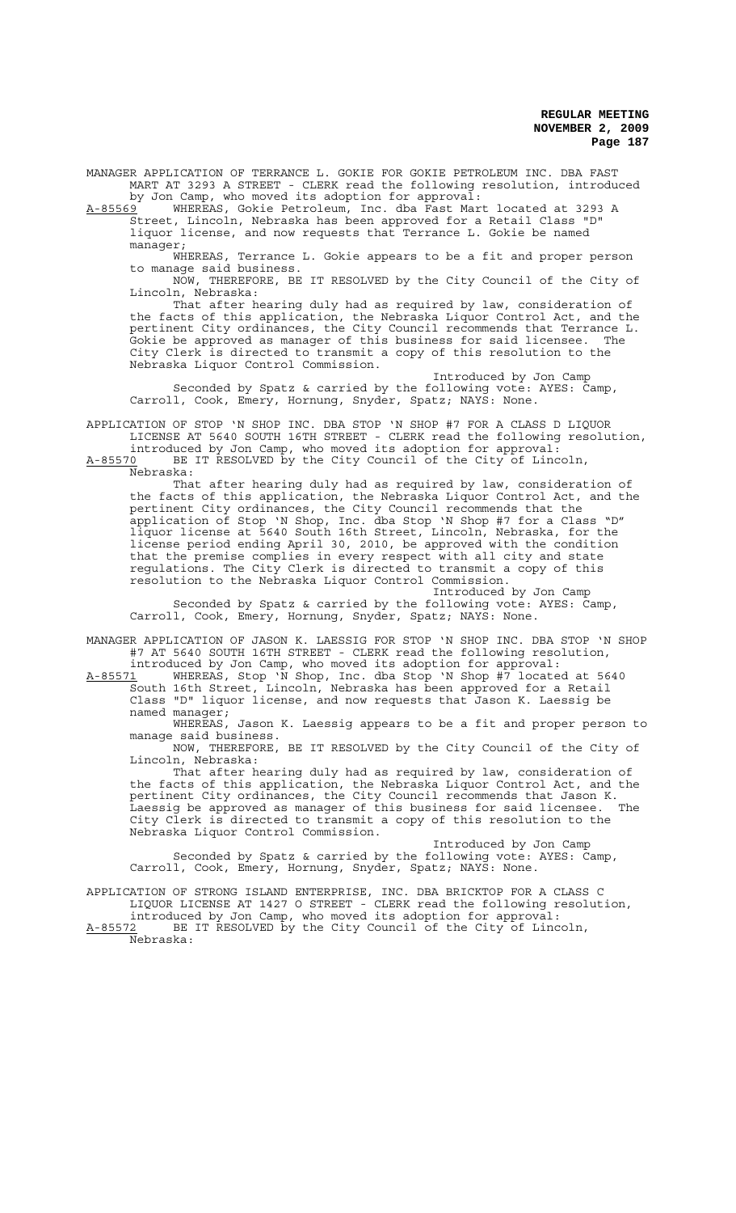MANAGER APPLICATION OF TERRANCE L. GOKIE FOR GOKIE PETROLEUM INC. DBA FAST MART AT 3293 A STREET - CLERK read the following resolution, introduced by Jon Camp, who moved its adoption for approval:

A-85569 WHEREAS, Gokie Petroleum, Inc. dba Fast Mart located at 3293 A Street, Lincoln, Nebraska has been approved for a Retail Class "D" liquor license, and now requests that Terrance L. Gokie be named manager;

WHEREAS, Terrance L. Gokie appears to be a fit and proper person to manage said business.

NOW, THEREFORE, BE IT RESOLVED by the City Council of the City of Lincoln, Nebraska:

That after hearing duly had as required by law, consideration of the facts of this application, the Nebraska Liquor Control Act, and the pertinent City ordinances, the City Council recommends that Terrance L. Gokie be approved as manager of this business for said licensee. The City Clerk is directed to transmit a copy of this resolution to the Nebraska Liquor Control Commission.

Introduced by Jon Camp

Seconded by Spatz & carried by the following vote: AYES: Camp, Carroll, Cook, Emery, Hornung, Snyder, Spatz; NAYS: None.

APPLICATION OF STOP 'N SHOP INC. DBA STOP 'N SHOP #7 FOR A CLASS D LIQUOR LICENSE AT 5640 SOUTH 16TH STREET - CLERK read the following resolution, introduced by Jon Camp, who moved its adoption for approval:

A-85570 BE IT RESOLVED by the City Council of the City of Lincoln, Nebraska:

That after hearing duly had as required by law, consideration of the facts of this application, the Nebraska Liquor Control Act, and the pertinent City ordinances, the City Council recommends that the application of Stop 'N Shop, Inc. dba Stop 'N Shop #7 for a Class "D" liquor license at 5640 South 16th Street, Lincoln, Nebraska, for the license period ending April 30, 2010, be approved with the condition that the premise complies in every respect with all city and state regulations. The City Clerk is directed to transmit a copy of this resolution to the Nebraska Liquor Control Commission.

Introduced by Jon Camp

Seconded by Spatz & carried by the following vote: AYES: Camp, Carroll, Cook, Emery, Hornung, Snyder, Spatz; NAYS: None.

MANAGER APPLICATION OF JASON K. LAESSIG FOR STOP 'N SHOP INC. DBA STOP 'N SHOP #7 AT 5640 SOUTH 16TH STREET - CLERK read the following resolution, introduced by Jon Camp, who moved its adoption for approval:

A-85571 WHEREAS, Stop 'N Shop, Inc. dba Stop 'N Shop #7 located at 5640 South 16th Street, Lincoln, Nebraska has been approved for a Retail Class "D" liquor license, and now requests that Jason K. Laessig be named manager;

WHEREAS, Jason K. Laessig appears to be a fit and proper person to manage said business.

NOW, THEREFORE, BE IT RESOLVED by the City Council of the City of Lincoln, Nebraska:

That after hearing duly had as required by law, consideration of the facts of this application, the Nebraska Liquor Control Act, and the pertinent City ordinances, the City Council recommends that Jason K. Laessig be approved as manager of this business for said licensee. The City Clerk is directed to transmit a copy of this resolution to the Nebraska Liquor Control Commission.

Introduced by Jon Camp

Seconded by Spatz & carried by the following vote: AYES: Camp, Carroll, Cook, Emery, Hornung, Snyder, Spatz; NAYS: None.

APPLICATION OF STRONG ISLAND ENTERPRISE, INC. DBA BRICKTOP FOR A CLASS C LIQUOR LICENSE AT 1427 O STREET - CLERK read the following resolution, introduced by Jon Camp, who moved its adoption for approval:

A-85572 BE IT RESOLVED by the City Council of the City of Lincoln, Nebraska: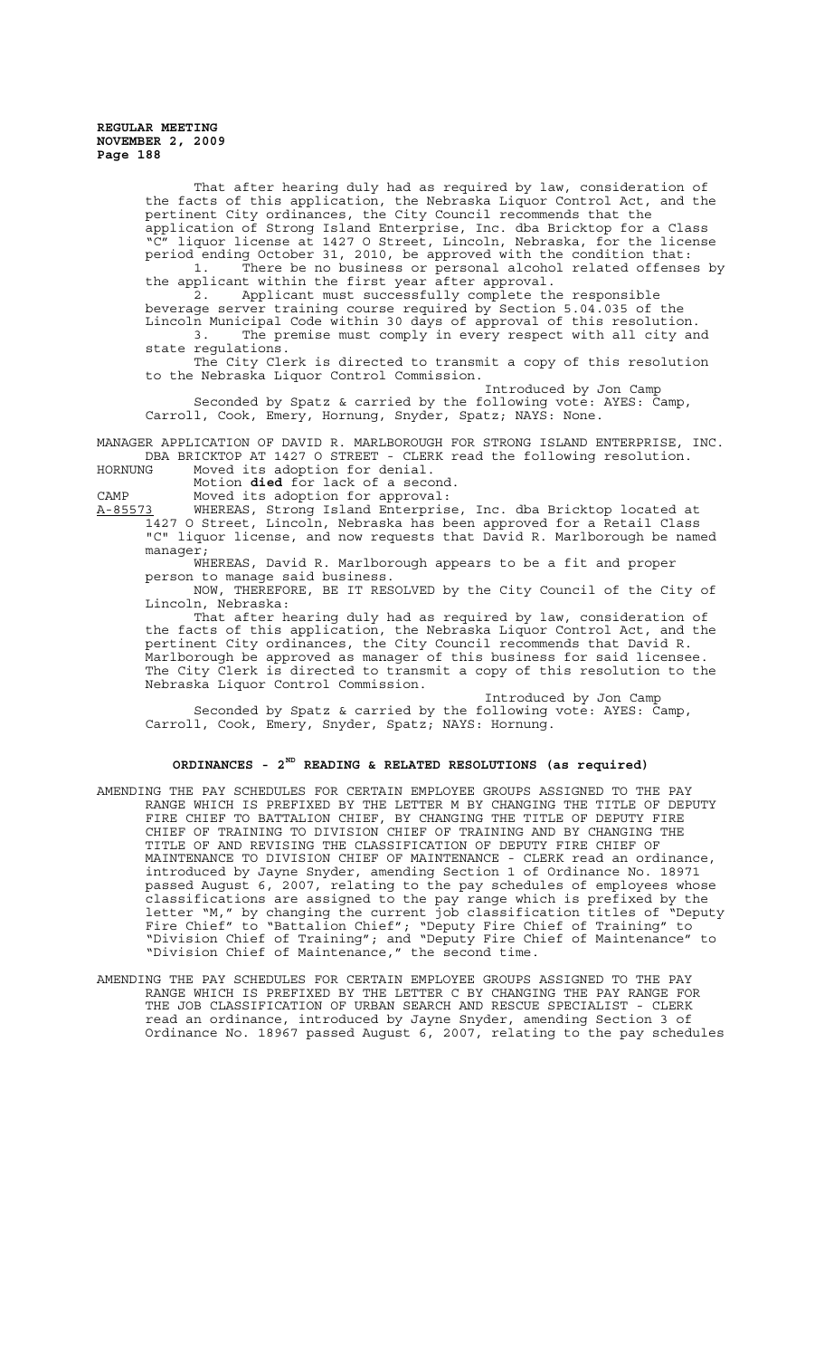That after hearing duly had as required by law, consideration of the facts of this application, the Nebraska Liquor Control Act, and the pertinent City ordinances, the City Council recommends that the application of Strong Island Enterprise, Inc. dba Bricktop for a Class "C" liquor license at 1427 O Street, Lincoln, Nebraska, for the license period ending October 31, 2010, be approved with the condition that:

1. There be no business or personal alcohol related offenses by the applicant within the first year after approval.
2. Applicant must successfully complete the responsible beverage server training course required by Section 5.04.035 of the Lincoln Municipal Code within 30 days of approval of this resolution.
3. The premise must comply in every respect with all city and state regulations.

The City Clerk is directed to transmit a copy of this resolution to the Nebraska Liquor Control Commission.

Introduced by Jon Camp

Seconded by Spatz & carried by the following vote: AYES: Camp, Carroll, Cook, Emery, Hornung, Snyder, Spatz; NAYS: None.

MANAGER APPLICATION OF DAVID R. MARLBOROUGH FOR STRONG ISLAND ENTERPRISE, INC. DBA BRICKTOP AT 1427 O STREET - CLERK read the following resolution.

HORNUNG Moved its adoption for denial.

Motion **died** for lack of a second.

CAMP Moved its adoption for approval:

A-85573 WHEREAS, Strong Island Enterprise, Inc. dba Bricktop located at 1427 O Street, Lincoln, Nebraska has been approved for a Retail Class "C" liquor license, and now requests that David R. Marlborough be named manager;

WHEREAS, David R. Marlborough appears to be a fit and proper person to manage said business.

NOW, THEREFORE, BE IT RESOLVED by the City Council of the City of Lincoln, Nebraska:

That after hearing duly had as required by law, consideration of the facts of this application, the Nebraska Liquor Control Act, and the pertinent City ordinances, the City Council recommends that David R. Marlborough be approved as manager of this business for said licensee. The City Clerk is directed to transmit a copy of this resolution to the Nebraska Liquor Control Commission.

Introduced by Jon Camp

Seconded by Spatz & carried by the following vote: AYES: Camp, Carroll, Cook, Emery, Snyder, Spatz; NAYS: Hornung.

## ORDINANCES - 2ND READING & RELATED RESOLUTIONS (as required)

AMENDING THE PAY SCHEDULES FOR CERTAIN EMPLOYEE GROUPS ASSIGNED TO THE PAY RANGE WHICH IS PREFIXED BY THE LETTER M BY CHANGING THE TITLE OF DEPUTY FIRE CHIEF TO BATTALION CHIEF, BY CHANGING THE TITLE OF DEPUTY FIRE CHIEF OF TRAINING TO DIVISION CHIEF OF TRAINING AND BY CHANGING THE TITLE OF AND REVISING THE CLASSIFICATION OF DEPUTY FIRE CHIEF OF MAINTENANCE TO DIVISION CHIEF OF MAINTENANCE - CLERK read an ordinance, introduced by Jayne Snyder, amending Section 1 of Ordinance No. 18971 passed August 6, 2007, relating to the pay schedules of employees whose classifications are assigned to the pay range which is prefixed by the letter "M," by changing the current job classification titles of "Deputy Fire Chief" to "Battalion Chief"; "Deputy Fire Chief of Training" to "Division Chief of Training"; and "Deputy Fire Chief of Maintenance" to "Division Chief of Maintenance," the second time.

AMENDING THE PAY SCHEDULES FOR CERTAIN EMPLOYEE GROUPS ASSIGNED TO THE PAY RANGE WHICH IS PREFIXED BY THE LETTER C BY CHANGING THE PAY RANGE FOR THE JOB CLASSIFICATION OF URBAN SEARCH AND RESCUE SPECIALIST - CLERK read an ordinance, introduced by Jayne Snyder, amending Section 3 of Ordinance No. 18967 passed August 6, 2007, relating to the pay schedules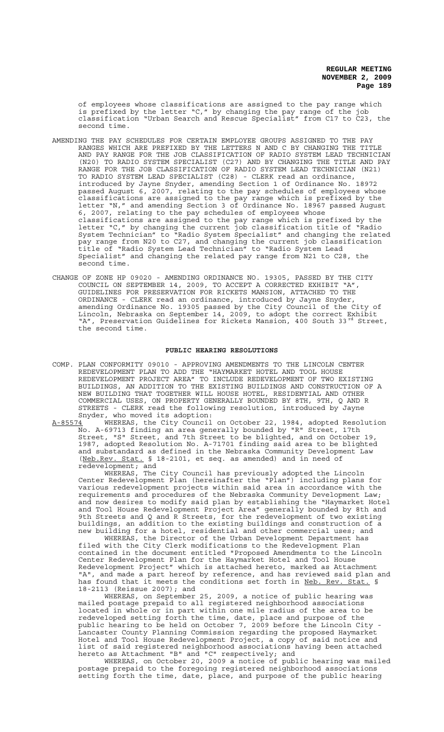of employees whose classifications are assigned to the pay range which is prefixed by the letter "C," by changing the pay range of the job classification "Urban Search and Rescue Specialist" from C17 to C23, the second time.

AMENDING THE PAY SCHEDULES FOR CERTAIN EMPLOYEE GROUPS ASSIGNED TO THE PAY RANGES WHICH ARE PREFIXED BY THE LETTERS N AND C BY CHANGING THE TITLE AND PAY RANGE FOR THE JOB CLASSIFICATION OF RADIO SYSTEM LEAD TECHNICIAN (N20) TO RADIO SYSTEM SPECIALIST (C27) AND BY CHANGING THE TITLE AND PAY RANGE FOR THE JOB CLASSIFICATION OF RADIO SYSTEM LEAD TECHNICIAN (N21) TO RADIO SYSTEM LEAD SPECIALIST (C28) - CLERK read an ordinance, introduced by Jayne Snyder, amending Section 1 of Ordinance No. 18972 passed August 6, 2007, relating to the pay schedules of employees whose classifications are assigned to the pay range which is prefixed by the letter "N," and amending Section 3 of Ordinance No. 18967 passed August 6, 2007, relating to the pay schedules of employees whose classifications are assigned to the pay range which is prefixed by the letter "C," by changing the current job classification title of "Radio System Technician" to "Radio System Specialist" and changing the related pay range from N20 to C27, and changing the current job classification title of "Radio System Lead Technician" to "Radio System Lead Specialist" and changing the related pay range from N21 to C28, the second time.

CHANGE OF ZONE HP 09020 - AMENDING ORDINANCE NO. 19305, PASSED BY THE CITY COUNCIL ON SEPTEMBER 14, 2009, TO ACCEPT A CORRECTED EXHIBIT "A", GUIDELINES FOR PRESERVATION FOR RICKETS MANSION, ATTACHED TO THE ORDINANCE - CLERK read an ordinance, introduced by Jayne Snyder, amending Ordinance No. 19305 passed by the City Council of the City of Lincoln, Nebraska on September 14, 2009, to adopt the correct Exhibit "A", Preservation Guidelines for Rickets Mansion, 400 South 33rd Street, the second time.

## PUBLIC HEARING RESOLUTIONS

COMP. PLAN CONFORMITY 09010 - APPROVING AMENDMENTS TO THE LINCOLN CENTER REDEVELOPMENT PLAN TO ADD THE "HAYMARKET HOTEL AND TOOL HOUSE REDEVELOPMENT PROJECT AREA" TO INCLUDE REDEVELOPMENT OF TWO EXISTING BUILDINGS, AN ADDITION TO THE EXISTING BUILDINGS AND CONSTRUCTION OF A NEW BUILDING THAT TOGETHER WILL HOUSE HOTEL, RESIDENTIAL AND OTHER COMMERCIAL USES, ON PROPERTY GENERALLY BOUNDED BY 8TH, 9TH, Q AND R STREETS - CLERK read the following resolution, introduced by Jayne Snyder, who moved its adoption:

A-85574 WHEREAS, the City Council on October 22, 1984, adopted Resolution No. A-69713 finding an area generally bounded by "R" Street, 17th Street, "S" Street, and 7th Street to be blighted, and on October 19, 1987, adopted Resolution No. A-71701 finding said area to be blighted and substandard as defined in the Nebraska Community Development Law (Neb.Rev. Stat. § 18-2101, et seq. as amended) and in need of redevelopment; and

WHEREAS, The City Council has previously adopted the Lincoln Center Redevelopment Plan (hereinafter the "Plan") including plans for various redevelopment projects within said area in accordance with the requirements and procedures of the Nebraska Community Development Law; and now desires to modify said plan by establishing the "Haymarket Hotel and Tool House Redevelopment Project Area" generally bounded by 8th and 9th Streets and Q and R Streets, for the redevelopment of two existing buildings, an addition to the existing buildings and construction of a new building for a hotel, residential and other commercial uses; and

WHEREAS, the Director of the Urban Development Department has filed with the City Clerk modifications to the Redevelopment Plan contained in the document entitled "Proposed Amendments to the Lincoln Center Redevelopment Plan for the Haymarket Hotel and Tool House Redevelopment Project" which is attached hereto, marked as Attachment "A", and made a part hereof by reference, and has reviewed said plan and has found that it meets the conditions set forth in Neb. Rev. Stat. § 18-2113 (Reissue 2007); and

WHEREAS, on September 25, 2009, a notice of public hearing was mailed postage prepaid to all registered neighborhood associations located in whole or in part within one mile radius of the area to be redeveloped setting forth the time, date, place and purpose of the public hearing to be held on October 7, 2009 before the Lincoln City - Lancaster County Planning Commission regarding the proposed Haymarket Hotel and Tool House Redevelopment Project, a copy of said notice and list of said registered neighborhood associations having been attached hereto as Attachment "B" and "C" respectively; and

WHEREAS, on October 20, 2009 a notice of public hearing was mailed postage prepaid to the foregoing registered neighborhood associations setting forth the time, date, place, and purpose of the public hearing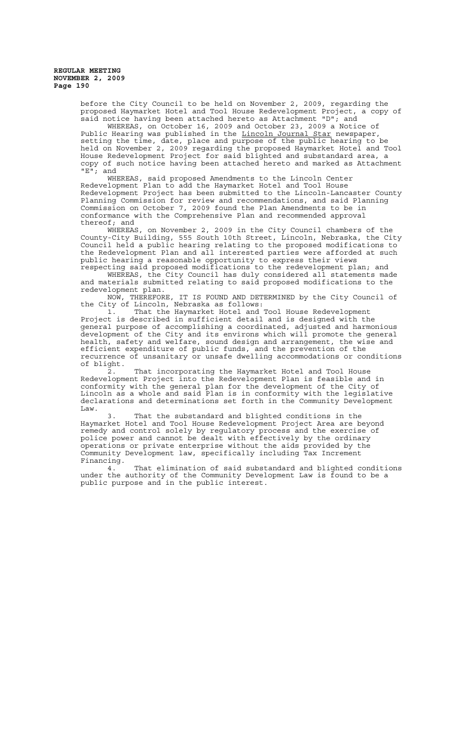before the City Council to be held on November 2, 2009, regarding the proposed Haymarket Hotel and Tool House Redevelopment Project, a copy of said notice having been attached hereto as Attachment "D"; and

WHEREAS, on October 16, 2009 and October 23, 2009 a Notice of Public Hearing was published in the Lincoln Journal Star newspaper, setting the time, date, place and purpose of the public hearing to be held on November 2, 2009 regarding the proposed Haymarket Hotel and Tool House Redevelopment Project for said blighted and substandard area, a copy of such notice having been attached hereto and marked as Attachment "E"; and

WHEREAS, said proposed Amendments to the Lincoln Center Redevelopment Plan to add the Haymarket Hotel and Tool House Redevelopment Project has been submitted to the Lincoln-Lancaster County Planning Commission for review and recommendations, and said Planning Commission on October 7, 2009 found the Plan Amendments to be in conformance with the Comprehensive Plan and recommended approval thereof; and

WHEREAS, on November 2, 2009 in the City Council chambers of the County-City Building, 555 South 10th Street, Lincoln, Nebraska, the City Council held a public hearing relating to the proposed modifications to the Redevelopment Plan and all interested parties were afforded at such public hearing a reasonable opportunity to express their views respecting said proposed modifications to the redevelopment plan; and

WHEREAS, the City Council has duly considered all statements made and materials submitted relating to said proposed modifications to the redevelopment plan.

NOW, THEREFORE, IT IS FOUND AND DETERMINED by the City Council of the City of Lincoln, Nebraska as follows:

1. That the Haymarket Hotel and Tool House Redevelopment Project is described in sufficient detail and is designed with the general purpose of accomplishing a coordinated, adjusted and harmonious development of the City and its environs which will promote the general health, safety and welfare, sound design and arrangement, the wise and efficient expenditure of public funds, and the prevention of the recurrence of unsanitary or unsafe dwelling accommodations or conditions of blight.

2. That incorporating the Haymarket Hotel and Tool House Redevelopment Project into the Redevelopment Plan is feasible and in conformity with the general plan for the development of the City of Lincoln as a whole and said Plan is in conformity with the legislative declarations and determinations set forth in the Community Development Law.

3. That the substandard and blighted conditions in the Haymarket Hotel and Tool House Redevelopment Project Area are beyond remedy and control solely by regulatory process and the exercise of police power and cannot be dealt with effectively by the ordinary operations or private enterprise without the aids provided by the Community Development law, specifically including Tax Increment Financing.

4. That elimination of said substandard and blighted conditions under the authority of the Community Development Law is found to be a public purpose and in the public interest.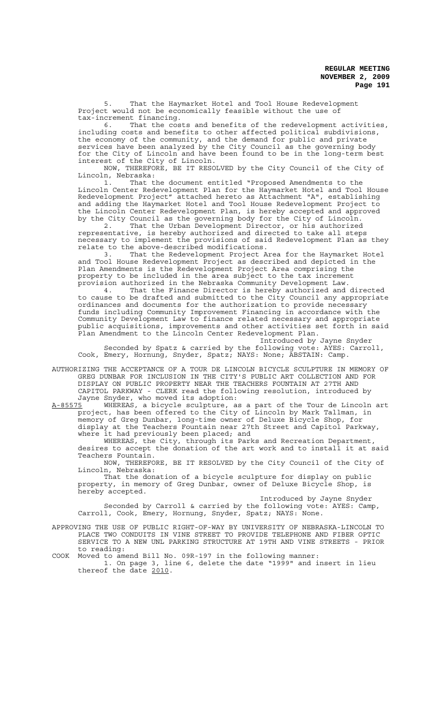5. That the Haymarket Hotel and Tool House Redevelopment Project would not be economically feasible without the use of tax-increment financing.

6. That the costs and benefits of the redevelopment activities, including costs and benefits to other affected political subdivisions, the economy of the community, and the demand for public and private services have been analyzed by the City Council as the governing body for the City of Lincoln and have been found to be in the long-term best interest of the City of Lincoln.

NOW, THEREFORE, BE IT RESOLVED by the City Council of the City of Lincoln, Nebraska:

1. That the document entitled "Proposed Amendments to the Lincoln Center Redevelopment Plan for the Haymarket Hotel and Tool House Redevelopment Project" attached hereto as Attachment "A", establishing and adding the Haymarket Hotel and Tool House Redevelopment Project to the Lincoln Center Redevelopment Plan, is hereby accepted and approved by the City Council as the governing body for the City of Lincoln.

2. That the Urban Development Director, or his authorized representative, is hereby authorized and directed to take all steps necessary to implement the provisions of said Redevelopment Plan as they relate to the above-described modifications.

3. That the Redevelopment Project Area for the Haymarket Hotel and Tool House Redevelopment Project as described and depicted in the Plan Amendments is the Redevelopment Project Area comprising the property to be included in the area subject to the tax increment provision authorized in the Nebraska Community Development Law.

4. That the Finance Director is hereby authorized and directed to cause to be drafted and submitted to the City Council any appropriate ordinances and documents for the authorization to provide necessary funds including Community Improvement Financing in accordance with the Community Development Law to finance related necessary and appropriate public acquisitions, improvements and other activities set forth in said Plan Amendment to the Lincoln Center Redevelopment Plan.

Introduced by Jayne Snyder

Seconded by Spatz & carried by the following vote: AYES: Carroll, Cook, Emery, Hornung, Snyder, Spatz; NAYS: None; ABSTAIN: Camp.

AUTHORIZING THE ACCEPTANCE OF A TOUR DE LINCOLN BICYCLE SCULPTURE IN MEMORY OF GREG DUNBAR FOR INCLUSION IN THE CITY'S PUBLIC ART COLLECTION AND FOR DISPLAY ON PUBLIC PROPERTY NEAR THE TEACHERS FOUNTAIN AT 27TH AND CAPITOL PARKWAY - CLERK read the following resolution, introduced by Jayne Snyder, who moved its adoption:

A-85575 WHEREAS, a bicycle sculpture, as a part of the Tour de Lincoln art project, has been offered to the City of Lincoln by Mark Tallman, in memory of Greg Dunbar, long-time owner of Deluxe Bicycle Shop, for display at the Teachers Fountain near 27th Street and Capitol Parkway, where it had previously been placed; and

WHEREAS, the City, through its Parks and Recreation Department, desires to accept the donation of the art work and to install it at said Teachers Fountain.

NOW, THEREFORE, BE IT RESOLVED by the City Council of the City of Lincoln, Nebraska:

That the donation of a bicycle sculpture for display on public property, in memory of Greg Dunbar, owner of Deluxe Bicycle Shop, is hereby accepted.

Introduced by Jayne Snyder

Seconded by Carroll & carried by the following vote: AYES: Camp, Carroll, Cook, Emery, Hornung, Snyder, Spatz; NAYS: None.

APPROVING THE USE OF PUBLIC RIGHT-OF-WAY BY UNIVERSITY OF NEBRASKA-LINCOLN TO PLACE TWO CONDUITS IN VINE STREET TO PROVIDE TELEPHONE AND FIBER OPTIC SERVICE TO A NEW UNL PARKING STRUCTURE AT 19TH AND VINE STREETS - PRIOR to reading:

COOK Moved to amend Bill No. 09R-197 in the following manner:

1. On page 3, line 6, delete the date "1999" and insert in lieu thereof the date 2010.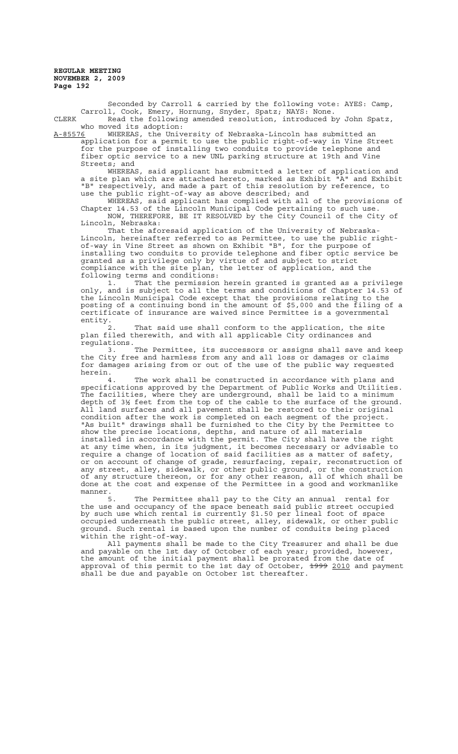Seconded by Carroll & carried by the following vote: AYES: Camp, Carroll, Cook, Emery, Hornung, Snyder, Spatz; NAYS: None.

CLERK Read the following amended resolution, introduced by John Spatz, who moved its adoption:

A-85576 WHEREAS, the University of Nebraska-Lincoln has submitted an application for a permit to use the public right-of-way in Vine Street for the purpose of installing two conduits to provide telephone and fiber optic service to a new UNL parking structure at 19th and Vine Streets; and

WHEREAS, said applicant has submitted a letter of application and a site plan which are attached hereto, marked as Exhibit "A" and Exhibit "B" respectively, and made a part of this resolution by reference, to use the public right-of-way as above described; and

WHEREAS, said applicant has complied with all of the provisions of Chapter 14.53 of the Lincoln Municipal Code pertaining to such use.

NOW, THEREFORE, BE IT RESOLVED by the City Council of the City of Lincoln, Nebraska:

That the aforesaid application of the University of Nebraska-Lincoln, hereinafter referred to as Permittee, to use the public right-of-way in Vine Street as shown on Exhibit "B", for the purpose of installing two conduits to provide telephone and fiber optic service be granted as a privilege only by virtue of and subject to strict compliance with the site plan, the letter of application, and the following terms and conditions:

1. That the permission herein granted is granted as a privilege only, and is subject to all the terms and conditions of Chapter 14.53 of the Lincoln Municipal Code except that the provisions relating to the posting of a continuing bond in the amount of $5,000 and the filing of a certificate of insurance are waived since Permittee is a governmental entity.

2. That said use shall conform to the application, the site plan filed therewith, and with all applicable City ordinances and regulations.

3. The Permittee, its successors or assigns shall save and keep the City free and harmless from any and all loss or damages or claims for damages arising from or out of the use of the public way requested herein.

4. The work shall be constructed in accordance with plans and specifications approved by the Department of Public Works and Utilities. The facilities, where they are underground, shall be laid to a minimum depth of 3½ feet from the top of the cable to the surface of the ground. All land surfaces and all pavement shall be restored to their original condition after the work is completed on each segment of the project. "As built" drawings shall be furnished to the City by the Permittee to show the precise locations, depths, and nature of all materials installed in accordance with the permit. The City shall have the right at any time when, in its judgment, it becomes necessary or advisable to require a change of location of said facilities as a matter of safety, or on account of change of grade, resurfacing, repair, reconstruction of any street, alley, sidewalk, or other public ground, or the construction of any structure thereon, or for any other reason, all of which shall be done at the cost and expense of the Permittee in a good and workmanlike manner.

5. The Permittee shall pay to the City an annual rental for the use and occupancy of the space beneath said public street occupied by such use which rental is currently $1.50 per lineal foot of space occupied underneath the public street, alley, sidewalk, or other public ground. Such rental is based upon the number of conduits being placed within the right-of-way.

All payments shall be made to the City Treasurer and shall be due and payable on the 1st day of October of each year; provided, however, the amount of the initial payment shall be prorated from the date of approval of this permit to the 1st day of October, ~~1999~~ 2010 and payment shall be due and payable on October 1st thereafter.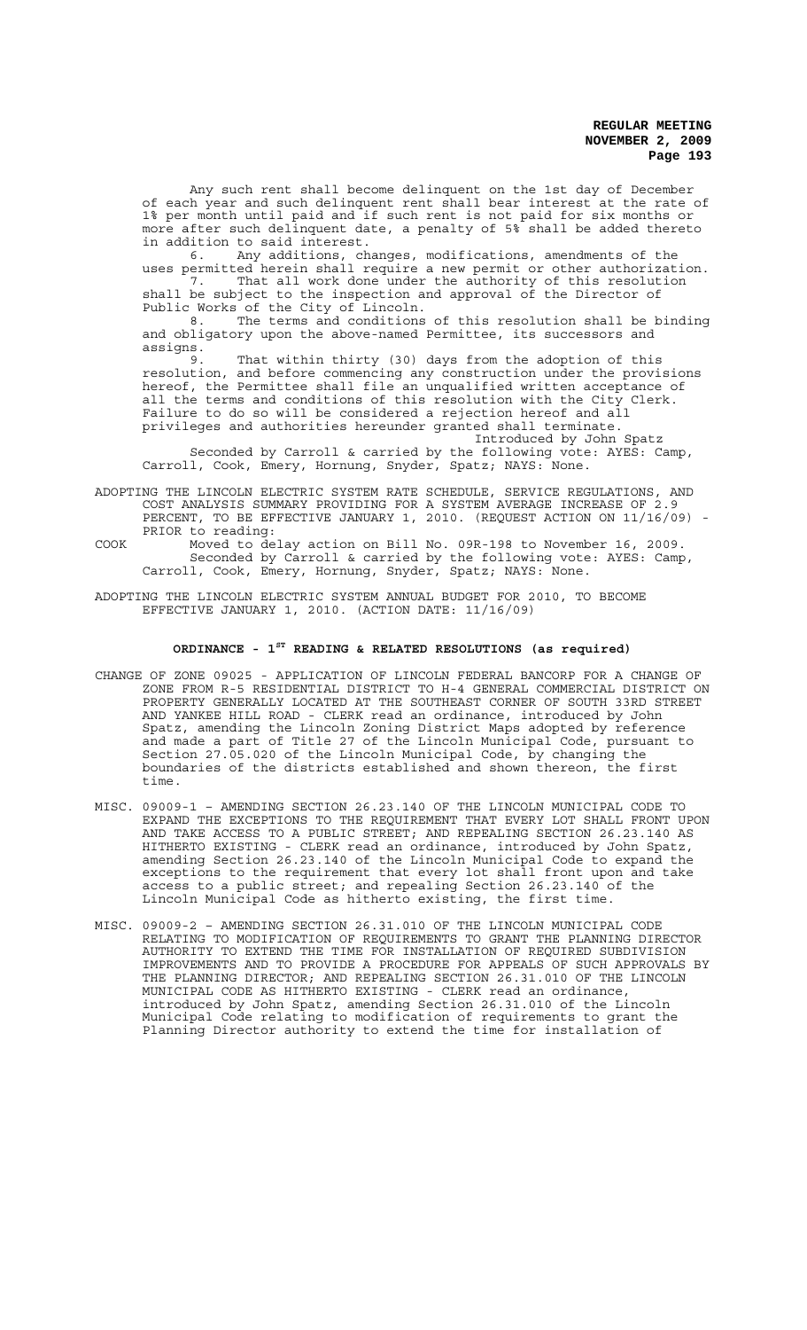Any such rent shall become delinquent on the 1st day of December of each year and such delinquent rent shall bear interest at the rate of 1% per month until paid and if such rent is not paid for six months or more after such delinquent date, a penalty of 5% shall be added thereto in addition to said interest.

6. Any additions, changes, modifications, amendments of the uses permitted herein shall require a new permit or other authorization.

7. That all work done under the authority of this resolution shall be subject to the inspection and approval of the Director of Public Works of the City of Lincoln.

8. The terms and conditions of this resolution shall be binding and obligatory upon the above-named Permittee, its successors and assigns.

9. That within thirty (30) days from the adoption of this resolution, and before commencing any construction under the provisions hereof, the Permittee shall file an unqualified written acceptance of all the terms and conditions of this resolution with the City Clerk. Failure to do so will be considered a rejection hereof and all privileges and authorities hereunder granted shall terminate.

Introduced by John Spatz

Seconded by Carroll & carried by the following vote: AYES: Camp, Carroll, Cook, Emery, Hornung, Snyder, Spatz; NAYS: None.

ADOPTING THE LINCOLN ELECTRIC SYSTEM RATE SCHEDULE, SERVICE REGULATIONS, AND COST ANALYSIS SUMMARY PROVIDING FOR A SYSTEM AVERAGE INCREASE OF 2.9 PERCENT, TO BE EFFECTIVE JANUARY 1, 2010. (REQUEST ACTION ON 11/16/09) - PRIOR to reading:

COOK Moved to delay action on Bill No. 09R-198 to November 16, 2009.

Seconded by Carroll & carried by the following vote: AYES: Camp, Carroll, Cook, Emery, Hornung, Snyder, Spatz; NAYS: None.

ADOPTING THE LINCOLN ELECTRIC SYSTEM ANNUAL BUDGET FOR 2010, TO BECOME EFFECTIVE JANUARY 1, 2010. (ACTION DATE: 11/16/09)

## ORDINANCE - 1ST READING & RELATED RESOLUTIONS (as required)

CHANGE OF ZONE 09025 - APPLICATION OF LINCOLN FEDERAL BANCORP FOR A CHANGE OF ZONE FROM R-5 RESIDENTIAL DISTRICT TO H-4 GENERAL COMMERCIAL DISTRICT ON PROPERTY GENERALLY LOCATED AT THE SOUTHEAST CORNER OF SOUTH 33RD STREET AND YANKEE HILL ROAD - CLERK read an ordinance, introduced by John Spatz, amending the Lincoln Zoning District Maps adopted by reference and made a part of Title 27 of the Lincoln Municipal Code, pursuant to Section 27.05.020 of the Lincoln Municipal Code, by changing the boundaries of the districts established and shown thereon, the first time.

MISC. 09009-1 – AMENDING SECTION 26.23.140 OF THE LINCOLN MUNICIPAL CODE TO EXPAND THE EXCEPTIONS TO THE REQUIREMENT THAT EVERY LOT SHALL FRONT UPON AND TAKE ACCESS TO A PUBLIC STREET; AND REPEALING SECTION 26.23.140 AS HITHERTO EXISTING - CLERK read an ordinance, introduced by John Spatz, amending Section 26.23.140 of the Lincoln Municipal Code to expand the exceptions to the requirement that every lot shall front upon and take access to a public street; and repealing Section 26.23.140 of the Lincoln Municipal Code as hitherto existing, the first time.

MISC. 09009-2 – AMENDING SECTION 26.31.010 OF THE LINCOLN MUNICIPAL CODE RELATING TO MODIFICATION OF REQUIREMENTS TO GRANT THE PLANNING DIRECTOR AUTHORITY TO EXTEND THE TIME FOR INSTALLATION OF REQUIRED SUBDIVISION IMPROVEMENTS AND TO PROVIDE A PROCEDURE FOR APPEALS OF SUCH APPROVALS BY THE PLANNING DIRECTOR; AND REPEALING SECTION 26.31.010 OF THE LINCOLN MUNICIPAL CODE AS HITHERTO EXISTING - CLERK read an ordinance, introduced by John Spatz, amending Section 26.31.010 of the Lincoln Municipal Code relating to modification of requirements to grant the Planning Director authority to extend the time for installation of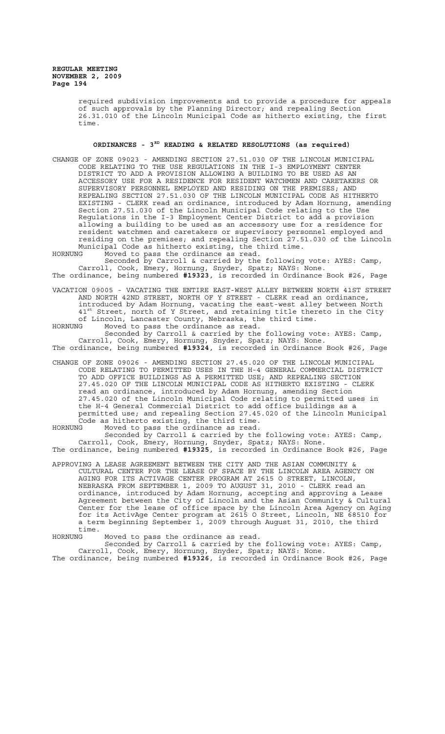required subdivision improvements and to provide a procedure for appeals of such approvals by the Planning Director; and repealing Section 26.31.010 of the Lincoln Municipal Code as hitherto existing, the first time.

## ORDINANCES - 3RD READING & RELATED RESOLUTIONS (as required)

CHANGE OF ZONE 09023 - AMENDING SECTION 27.51.030 OF THE LINCOLN MUNICIPAL CODE RELATING TO THE USE REGULATIONS IN THE I-3 EMPLOYMENT CENTER DISTRICT TO ADD A PROVISION ALLOWING A BUILDING TO BE USED AS AN ACCESSORY USE FOR A RESIDENCE FOR RESIDENT WATCHMEN AND CARETAKERS OR SUPERVISORY PERSONNEL EMPLOYED AND RESIDING ON THE PREMISES; AND REPEALING SECTION 27.51.030 OF THE LINCOLN MUNICIPAL CODE AS HITHERTO EXISTING - CLERK read an ordinance, introduced by Adam Hornung, amending Section 27.51.030 of the Lincoln Municipal Code relating to the Use Regulations in the I-3 Employment Center District to add a provision allowing a building to be used as an accessory use for a residence for resident watchmen and caretakers or supervisory personnel employed and residing on the premises; and repealing Section 27.51.030 of the Lincoln Municipal Code as hitherto existing, the third time.

HORNUNG Moved to pass the ordinance as read.

Seconded by Carroll & carried by the following vote: AYES: Camp, Carroll, Cook, Emery, Hornung, Snyder, Spatz; NAYS: None.

The ordinance, being numbered **#19323**, is recorded in Ordinance Book #26, Page

VACATION 09005 - VACATING THE ENTIRE EAST-WEST ALLEY BETWEEN NORTH 41ST STREET AND NORTH 42ND STREET, NORTH OF Y STREET - CLERK read an ordinance, introduced by Adam Hornung, vacating the east-west alley between North 41st Street, north of Y Street, and retaining title thereto in the City of Lincoln, Lancaster County, Nebraska, the third time.

HORNUNG Moved to pass the ordinance as read.

Seconded by Carroll & carried by the following vote: AYES: Camp, Carroll, Cook, Emery, Hornung, Snyder, Spatz; NAYS: None.

The ordinance, being numbered **#19324**, is recorded in Ordinance Book #26, Page

CHANGE OF ZONE 09026 - AMENDING SECTION 27.45.020 OF THE LINCOLN MUNICIPAL CODE RELATING TO PERMITTED USES IN THE H-4 GENERAL COMMERCIAL DISTRICT TO ADD OFFICE BUILDINGS AS A PERMITTED USE; AND REPEALING SECTION 27.45.020 OF THE LINCOLN MUNICIPAL CODE AS HITHERTO EXISTING - CLERK read an ordinance, introduced by Adam Hornung, amending Section 27.45.020 of the Lincoln Municipal Code relating to permitted uses in the H-4 General Commercial District to add office buildings as a permitted use; and repealing Section 27.45.020 of the Lincoln Municipal Code as hitherto existing, the third time.

HORNUNG Moved to pass the ordinance as read.

Seconded by Carroll & carried by the following vote: AYES: Camp, Carroll, Cook, Emery, Hornung, Snyder, Spatz; NAYS: None.

The ordinance, being numbered **#19325**, is recorded in Ordinance Book #26, Page

APPROVING A LEASE AGREEMENT BETWEEN THE CITY AND THE ASIAN COMMUNITY & CULTURAL CENTER FOR THE LEASE OF SPACE BY THE LINCOLN AREA AGENCY ON AGING FOR ITS ACTIVAGE CENTER PROGRAM AT 2615 O STREET, LINCOLN, NEBRASKA FROM SEPTEMBER 1, 2009 TO AUGUST 31, 2010 - CLERK read an ordinance, introduced by Adam Hornung, accepting and approving a Lease Agreement between the City of Lincoln and the Asian Community & Cultural Center for the lease of office space by the Lincoln Area Agency on Aging for its ActivAge Center program at 2615 O Street, Lincoln, NE 68510 for a term beginning September 1, 2009 through August 31, 2010, the third time.

HORNUNG Moved to pass the ordinance as read.

Seconded by Carroll & carried by the following vote: AYES: Camp, Carroll, Cook, Emery, Hornung, Snyder, Spatz; NAYS: None.

The ordinance, being numbered **#19326**, is recorded in Ordinance Book #26, Page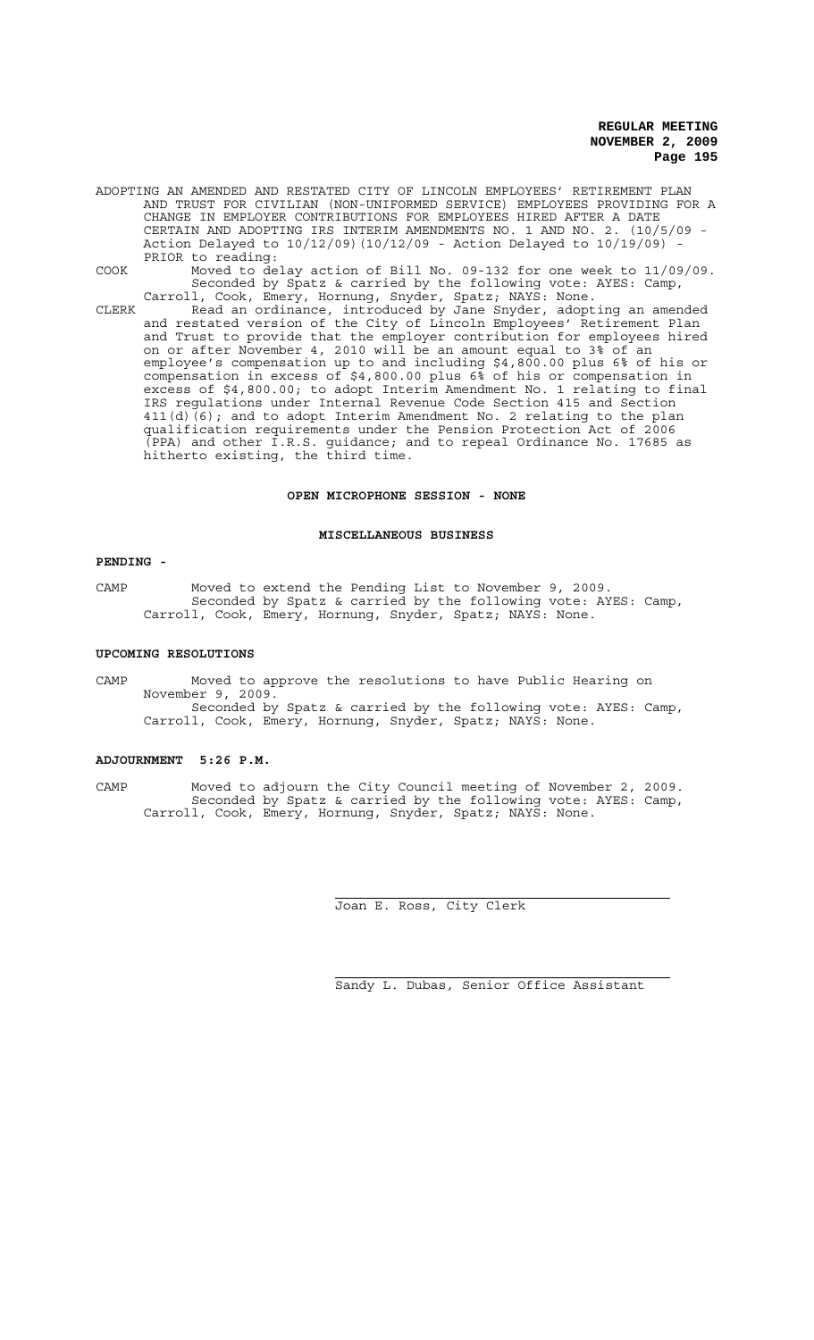ADOPTING AN AMENDED AND RESTATED CITY OF LINCOLN EMPLOYEES' RETIREMENT PLAN AND TRUST FOR CIVILIAN (NON-UNIFORMED SERVICE) EMPLOYEES PROVIDING FOR A CHANGE IN EMPLOYER CONTRIBUTIONS FOR EMPLOYEES HIRED AFTER A DATE CERTAIN AND ADOPTING IRS INTERIM AMENDMENTS NO. 1 AND NO. 2. (10/5/09 - Action Delayed to 10/12/09)(10/12/09 - Action Delayed to 10/19/09) - PRIOR to reading:

COOK Moved to delay action of Bill No. 09-132 for one week to 11/09/09. Seconded by Spatz & carried by the following vote: AYES: Camp, Carroll, Cook, Emery, Hornung, Snyder, Spatz; NAYS: None.

CLERK Read an ordinance, introduced by Jane Snyder, adopting an amended and restated version of the City of Lincoln Employees' Retirement Plan and Trust to provide that the employer contribution for employees hired on or after November 4, 2010 will be an amount equal to 3% of an employee's compensation up to and including $4,800.00 plus 6% of his or compensation in excess of $4,800.00 plus 6% of his or compensation in excess of $4,800.00; to adopt Interim Amendment No. 1 relating to final IRS regulations under Internal Revenue Code Section 415 and Section 411(d)(6); and to adopt Interim Amendment No. 2 relating to the plan qualification requirements under the Pension Protection Act of 2006 (PPA) and other I.R.S. guidance; and to repeal Ordinance No. 17685 as hitherto existing, the third time.

## OPEN MICROPHONE SESSION - NONE

## MISCELLANEOUS BUSINESS

### PENDING -

CAMP Moved to extend the Pending List to November 9, 2009. Seconded by Spatz & carried by the following vote: AYES: Camp, Carroll, Cook, Emery, Hornung, Snyder, Spatz; NAYS: None.

### UPCOMING RESOLUTIONS

CAMP Moved to approve the resolutions to have Public Hearing on November 9, 2009. Seconded by Spatz & carried by the following vote: AYES: Camp, Carroll, Cook, Emery, Hornung, Snyder, Spatz; NAYS: None.

### ADJOURNMENT 5:26 P.M.

CAMP Moved to adjourn the City Council meeting of November 2, 2009. Seconded by Spatz & carried by the following vote: AYES: Camp, Carroll, Cook, Emery, Hornung, Snyder, Spatz; NAYS: None.

Joan E. Ross, City Clerk

Sandy L. Dubas, Senior Office Assistant